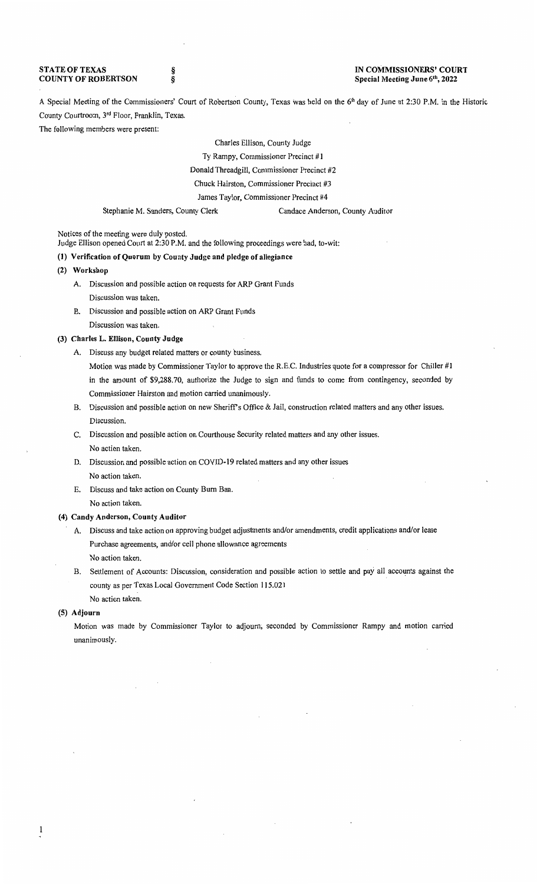**STATE OF TEXAS** §
**COUNTY OF ROBERTSON** §

**IN COMMISSIONERS' COURT**
**Special Meeting June 6th, 2022**

A Special Meeting of the Commissioners' Court of Robertson County, Texas was held on the 6th day of June at 2:30 P.M. in the Historic County Courtroom, 3rd Floor, Franklin, Texas.

The following members were present:

Charles Ellison, County Judge
Ty Rampy, Commissioner Precinct #1
Donald Threadgill, Commissioner Precinct #2
Chuck Hairston, Commissioner Precinct #3
James Taylor, Commissioner Precinct #4
Stephanie M. Sanders, County Clerk — Candace Anderson, County Auditor

Notices of the meeting were duly posted.
Judge Ellison opened Court at 2:30 P.M. and the following proceedings were had, to-wit:

**(1) Verification of Quorum by County Judge and pledge of allegiance**

**(2) Workshop**

A. Discussion and possible action on requests for ARP Grant Funds
Discussion was taken.

B. Discussion and possible action on ARP Grant Funds
Discussion was taken.

**(3) Charles L. Ellison, County Judge**

A. Discuss any budget related matters or county business.
Motion was made by Commissioner Taylor to approve the R.E.C. Industries quote for a compressor for Chiller #1 in the amount of $9,288.70, authorize the Judge to sign and funds to come from contingency, seconded by Commissioner Hairston and motion carried unanimously.

B. Discussion and possible action on new Sheriff's Office & Jail, construction related matters and any other issues.
Discussion.

C. Discussion and possible action on Courthouse Security related matters and any other issues.
No action taken.

D. Discussion and possible action on COVID-19 related matters and any other issues
No action taken.

E. Discuss and take action on County Burn Ban.
No action taken.

**(4) Candy Anderson, County Auditor**

A. Discuss and take action on approving budget adjustments and/or amendments, credit applications and/or lease Purchase agreements, and/or cell phone allowance agreements
No action taken.

B. Settlement of Accounts: Discussion, consideration and possible action to settle and pay all accounts against the county as per Texas Local Government Code Section 115.021
No action taken.

**(5) Adjourn**

Motion was made by Commissioner Taylor to adjourn, seconded by Commissioner Rampy and motion carried unanimously.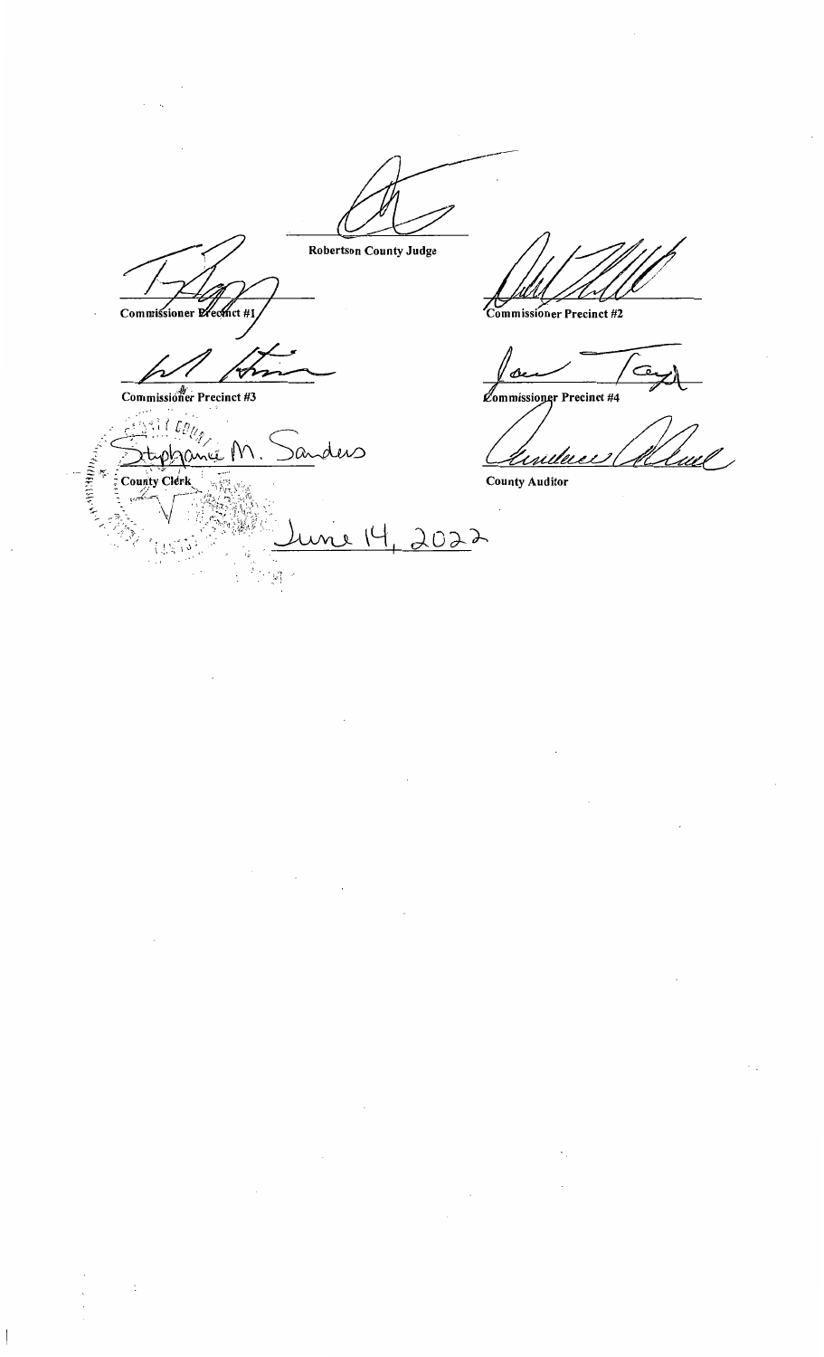Robertson County Judge

Commissioner Precinct #1

Commissioner Precinct #2

Commissioner Precinct #3

Commissioner Precinct #4

Stephanie M. Sanders

County Clerk

County Auditor

June 14, 2022